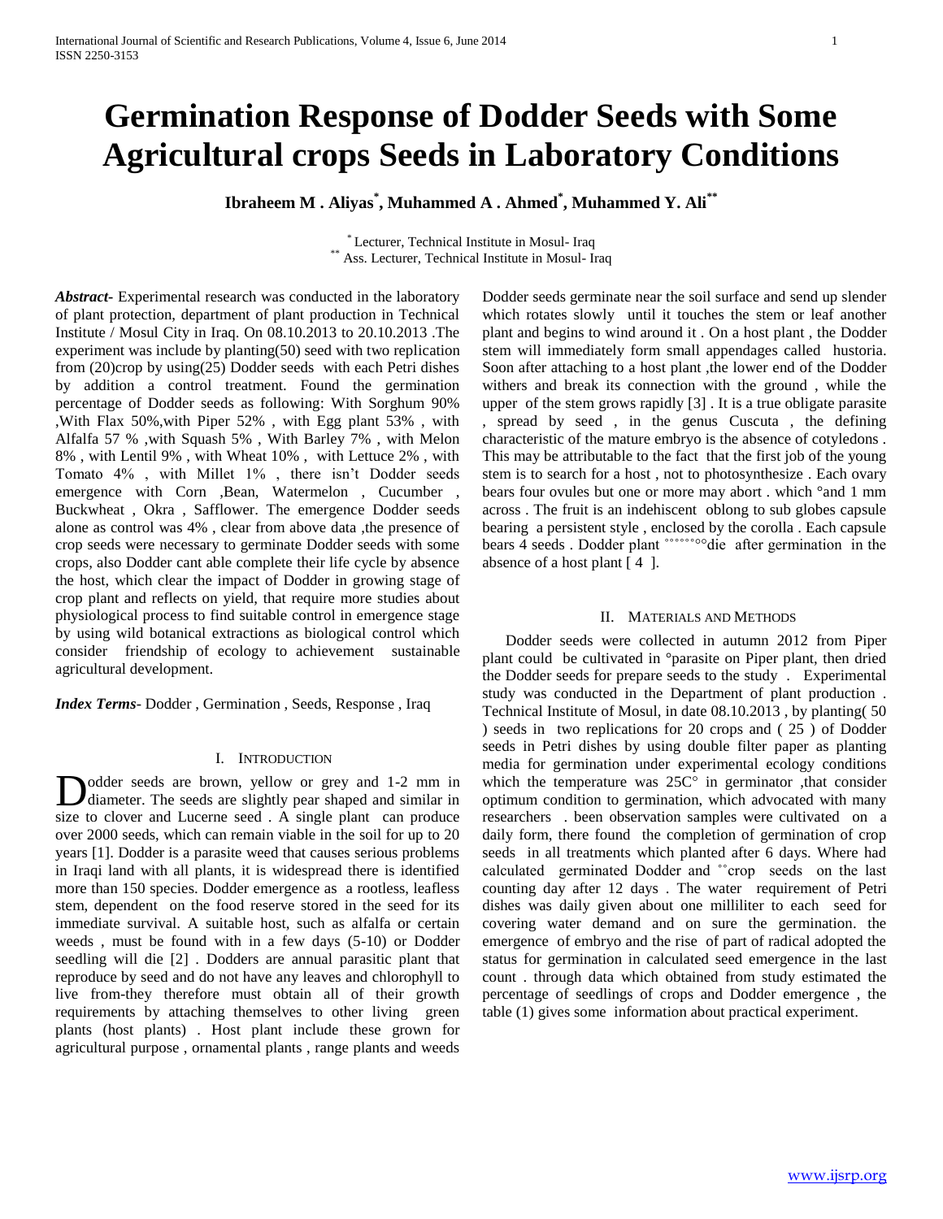# Germination Response of Dodder Seeds with Some Agricultural crops Seeds in Laboratory Conditions

**Ibraheem M . Aliyas[*], Muhammed A . Ahmed[*], Muhammed Y. Ali[**]**

[*] Lecturer, Technical Institute in Mosul- Iraq
[**] Ass. Lecturer, Technical Institute in Mosul- Iraq

***Abstract***- Experimental research was conducted in the laboratory of plant protection, department of plant production in Technical Institute / Mosul City in Iraq. On 08.10.2013 to 20.10.2013 .The experiment was include by planting(50) seed with two replication from (20)crop by using(25) Dodder seeds with each Petri dishes by addition a control treatment. Found the germination percentage of Dodder seeds as following: With Sorghum 90% ,With Flax 50%,with Piper 52% , with Egg plant 53% , with Alfalfa 57 % ,with Squash 5% , With Barley 7% , with Melon 8% , with Lentil 9% , with Wheat 10% , with Lettuce 2% , with Tomato 4% , with Millet 1% , there isn't Dodder seeds emergence with Corn ,Bean, Watermelon , Cucumber , Buckwheat , Okra , Safflower. The emergence Dodder seeds alone as control was 4% , clear from above data ,the presence of crop seeds were necessary to germinate Dodder seeds with some crops, also Dodder cant able complete their life cycle by absence the host, which clear the impact of Dodder in growing stage of crop plant and reflects on yield, that require more studies about physiological process to find suitable control in emergence stage by using wild botanical extractions as biological control which consider friendship of ecology to achievement sustainable agricultural development.

***Index Terms***- Dodder , Germination , Seeds, Response , Iraq

## I. Introduction

Dodder seeds are brown, yellow or grey and 1-2 mm in diameter. The seeds are slightly pear shaped and similar in size to clover and Lucerne seed . A single plant can produce over 2000 seeds, which can remain viable in the soil for up to 20 years [1]. Dodder is a parasite weed that causes serious problems in Iraqi land with all plants, it is widespread there is identified more than 150 species. Dodder emergence as a rootless, leafless stem, dependent on the food reserve stored in the seed for its immediate survival. A suitable host, such as alfalfa or certain weeds , must be found with in a few days (5-10) or Dodder seedling will die [2] . Dodders are annual parasitic plant that reproduce by seed and do not have any leaves and chlorophyll to live from-they therefore must obtain all of their growth requirements by attaching themselves to other living green plants (host plants) . Host plant include these grown for agricultural purpose , ornamental plants , range plants and weeds Dodder seeds germinate near the soil surface and send up slender which rotates slowly until it touches the stem or leaf another plant and begins to wind around it . On a host plant , the Dodder stem will immediately form small appendages called hustoria. Soon after attaching to a host plant ,the lower end of the Dodder withers and break its connection with the ground , while the upper of the stem grows rapidly [3] . It is a true obligate parasite , spread by seed , in the genus Cuscuta , the defining characteristic of the mature embryo is the absence of cotyledons . This may be attributable to the fact that the first job of the young stem is to search for a host , not to photosynthesize . Each ovary bears four ovules but one or more may abort . which °and 1 mm across . The fruit is an indehiscent oblong to sub globes capsule bearing a persistent style , enclosed by the corolla . Each capsule bears 4 seeds . Dodder plant °°°°°°°°die after germination in the absence of a host plant [ 4 ].

## II. Materials and Methods

Dodder seeds were collected in autumn 2012 from Piper plant could be cultivated in °parasite on Piper plant, then dried the Dodder seeds for prepare seeds to the study . Experimental study was conducted in the Department of plant production . Technical Institute of Mosul, in date 08.10.2013 , by planting( 50 ) seeds in two replications for 20 crops and ( 25 ) of Dodder seeds in Petri dishes by using double filter paper as planting media for germination under experimental ecology conditions which the temperature was 25C° in germinator ,that consider optimum condition to germination, which advocated with many researchers . been observation samples were cultivated on a daily form, there found the completion of germination of crop seeds in all treatments which planted after 6 days. Where had calculated germinated Dodder and °°crop seeds on the last counting day after 12 days . The water requirement of Petri dishes was daily given about one milliliter to each seed for covering water demand and on sure the germination. the emergence of embryo and the rise of part of radical adopted the status for germination in calculated seed emergence in the last count . through data which obtained from study estimated the percentage of seedlings of crops and Dodder emergence , the table (1) gives some information about practical experiment.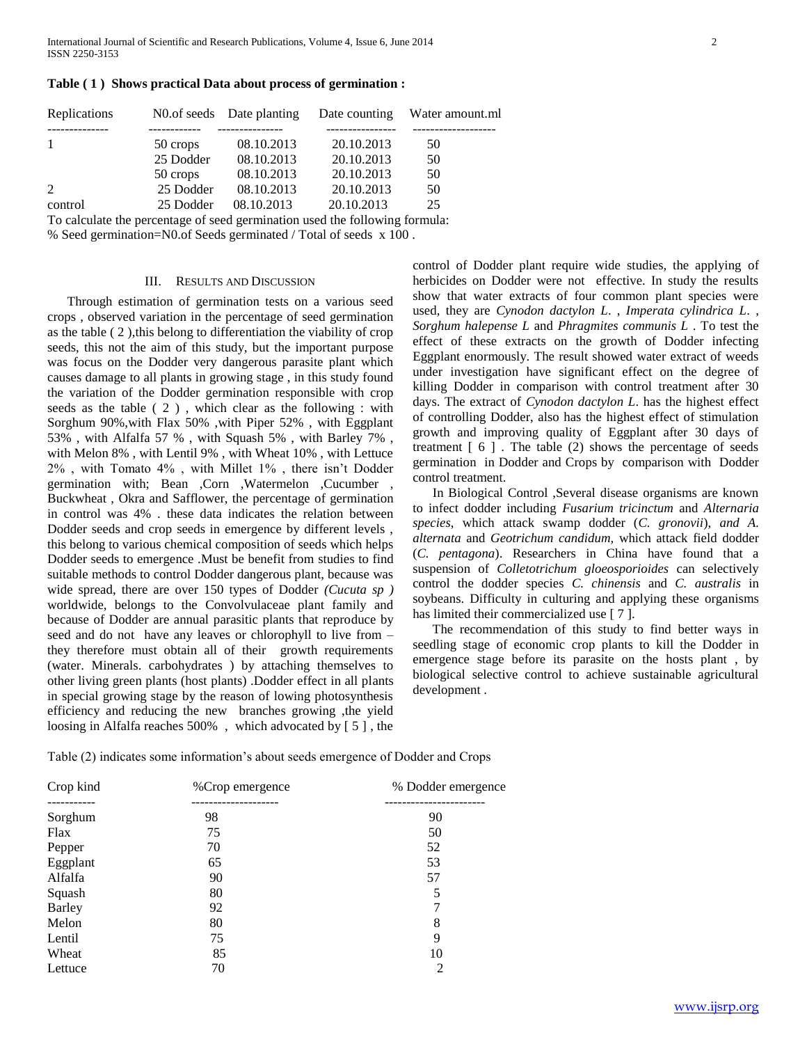**Table ( 1 ) Shows practical Data about process of germination :**

| Replications | N0.of seeds | Date planting | Date counting | Water amount.ml |
|---|---|---|---|---|
| 1 | 50 crops | 08.10.2013 | 20.10.2013 | 50 |
| | 25 Dodder | 08.10.2013 | 20.10.2013 | 50 |
| | 50 crops | 08.10.2013 | 20.10.2013 | 50 |
| 2 | 25 Dodder | 08.10.2013 | 20.10.2013 | 50 |
| control | 25 Dodder | 08.10.2013 | 20.10.2013 | 25 |

To calculate the percentage of seed germination used the following formula:

% Seed germination=N0.of Seeds germinated / Total of seeds x 100 .

## III. Results and Discussion

Through estimation of germination tests on a various seed crops , observed variation in the percentage of seed germination as the table ( 2 ),this belong to differentiation the viability of crop seeds, this not the aim of this study, but the important purpose was focus on the Dodder very dangerous parasite plant which causes damage to all plants in growing stage , in this study found the variation of the Dodder germination responsible with crop seeds as the table ( 2 ) , which clear as the following : with Sorghum 90%,with Flax 50% ,with Piper 52% , with Eggplant 53% , with Alfalfa 57 % , with Squash 5% , with Barley 7% , with Melon 8% , with Lentil 9% , with Wheat 10% , with Lettuce 2% , with Tomato 4% , with Millet 1% , there isn't Dodder germination with; Bean ,Corn ,Watermelon ,Cucumber , Buckwheat , Okra and Safflower, the percentage of germination in control was 4% . these data indicates the relation between Dodder seeds and crop seeds in emergence by different levels , this belong to various chemical composition of seeds which helps Dodder seeds to emergence .Must be benefit from studies to find suitable methods to control Dodder dangerous plant, because was wide spread, there are over 150 types of Dodder *(Cucuta sp )* worldwide, belongs to the Convolvulaceae plant family and because of Dodder are annual parasitic plants that reproduce by seed and do not have any leaves or chlorophyll to live from – they therefore must obtain all of their growth requirements (water. Minerals. carbohydrates ) by attaching themselves to other living green plants (host plants) .Dodder effect in all plants in special growing stage by the reason of lowing photosynthesis efficiency and reducing the new branches growing ,the yield loosing in Alfalfa reaches 500% , which advocated by [ 5 ] , the control of Dodder plant require wide studies, the applying of herbicides on Dodder were not effective. In study the results show that water extracts of four common plant species were used, they are *Cynodon dactylon L.* , *Imperata cylindrica L.* , *Sorghum halepense L* and *Phragmites communis L* . To test the effect of these extracts on the growth of Dodder infecting Eggplant enormously. The result showed water extract of weeds under investigation have significant effect on the degree of killing Dodder in comparison with control treatment after 30 days. The extract of *Cynodon dactylon L*. has the highest effect of controlling Dodder, also has the highest effect of stimulation growth and improving quality of Eggplant after 30 days of treatment [ 6 ] . The table (2) shows the percentage of seeds germination in Dodder and Crops by comparison with Dodder control treatment.

In Biological Control ,Several disease organisms are known to infect dodder including *Fusarium tricinctum* and *Alternaria species*, which attack swamp dodder (*C. gronovii*), *and A. alternata* and *Geotrichum candidum,* which attack field dodder (*C. pentagona*). Researchers in China have found that a suspension of *Colletotrichum gloeosporioides* can selectively control the dodder species *C. chinensis* and *C. australis* in soybeans. Difficulty in culturing and applying these organisms has limited their commercialized use [ 7 ].

The recommendation of this study to find better ways in seedling stage of economic crop plants to kill the Dodder in emergence stage before its parasite on the hosts plant , by biological selective control to achieve sustainable agricultural development .

Table (2) indicates some information's about seeds emergence of Dodder and Crops

| Crop kind | %Crop emergence | % Dodder emergence |
|---|---|---|
| Sorghum | 98 | 90 |
| Flax | 75 | 50 |
| Pepper | 70 | 52 |
| Eggplant | 65 | 53 |
| Alfalfa | 90 | 57 |
| Squash | 80 | 5 |
| Barley | 92 | 7 |
| Melon | 80 | 8 |
| Lentil | 75 | 9 |
| Wheat | 85 | 10 |
| Lettuce | 70 | 2 |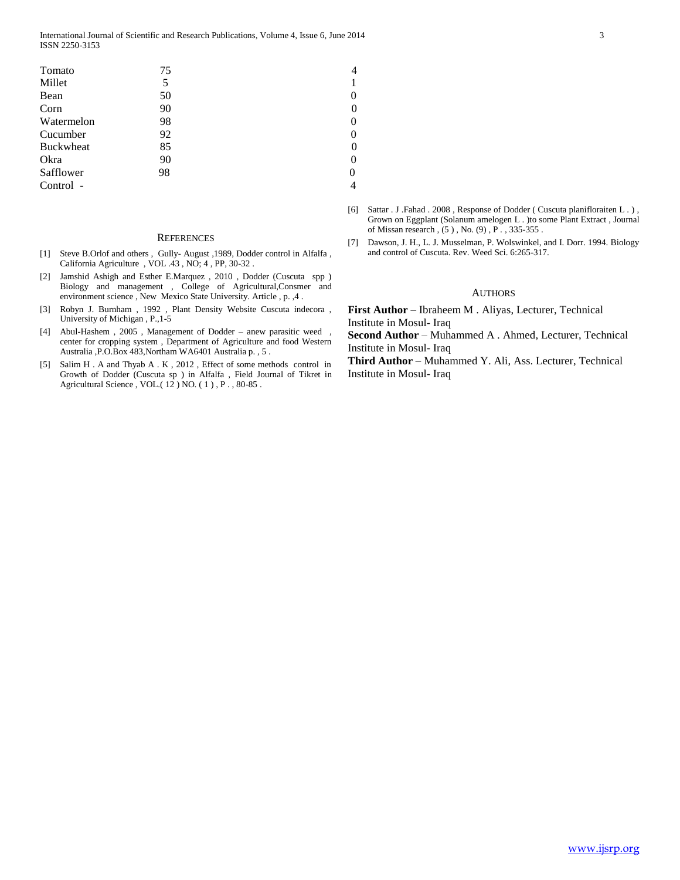| | | |
|---|---|---|
| Tomato | 75 | 4 |
| Millet | 5 | 1 |
| Bean | 50 | 0 |
| Corn | 90 | 0 |
| Watermelon | 98 | 0 |
| Cucumber | 92 | 0 |
| Buckwheat | 85 | 0 |
| Okra | 90 | 0 |
| Safflower | 98 | 0 |
| Control - | | 4 |

## References

[1] Steve B.Orlof and others , Gully- August ,1989, Dodder control in Alfalfa , California Agriculture , VOL .43 , NO; 4 , PP, 30-32 .

[2] Jamshid Ashigh and Esther E.Marquez , 2010 , Dodder (Cuscuta spp ) Biology and management , College of Agricultural,Consmer and environment science , New Mexico State University. Article , p. ,4 .

[3] Robyn J. Burnham , 1992 , Plant Density Website Cuscuta indecora , University of Michigan , P.,1-5

[4] Abul-Hashem , 2005 , Management of Dodder – anew parasitic weed , center for cropping system , Department of Agriculture and food Western Australia ,P.O.Box 483,Northam WA6401 Australia p. , 5 .

[5] Salim H . A and Thyab A . K , 2012 , Effect of some methods control in Growth of Dodder (Cuscuta sp ) in Alfalfa , Field Journal of Tikret in Agricultural Science , VOL.( 12 ) NO. ( 1 ) , P . , 80-85 .

[6] Sattar . J .Fahad . 2008 , Response of Dodder ( Cuscuta planifloraiten L . ) , Grown on Eggplant (Solanum amelogen L . )to some Plant Extract , Journal of Missan research , (5 ) , No. (9) , P . , 335-355 .

[7] Dawson, J. H., L. J. Musselman, P. Wolswinkel, and I. Dorr. 1994. Biology and control of Cuscuta. Rev. Weed Sci. 6:265-317.

## Authors

**First Author** – Ibraheem M . Aliyas, Lecturer, Technical Institute in Mosul- Iraq

**Second Author** – Muhammed A . Ahmed, Lecturer, Technical Institute in Mosul- Iraq

**Third Author** – Muhammed Y. Ali, Ass. Lecturer, Technical Institute in Mosul- Iraq